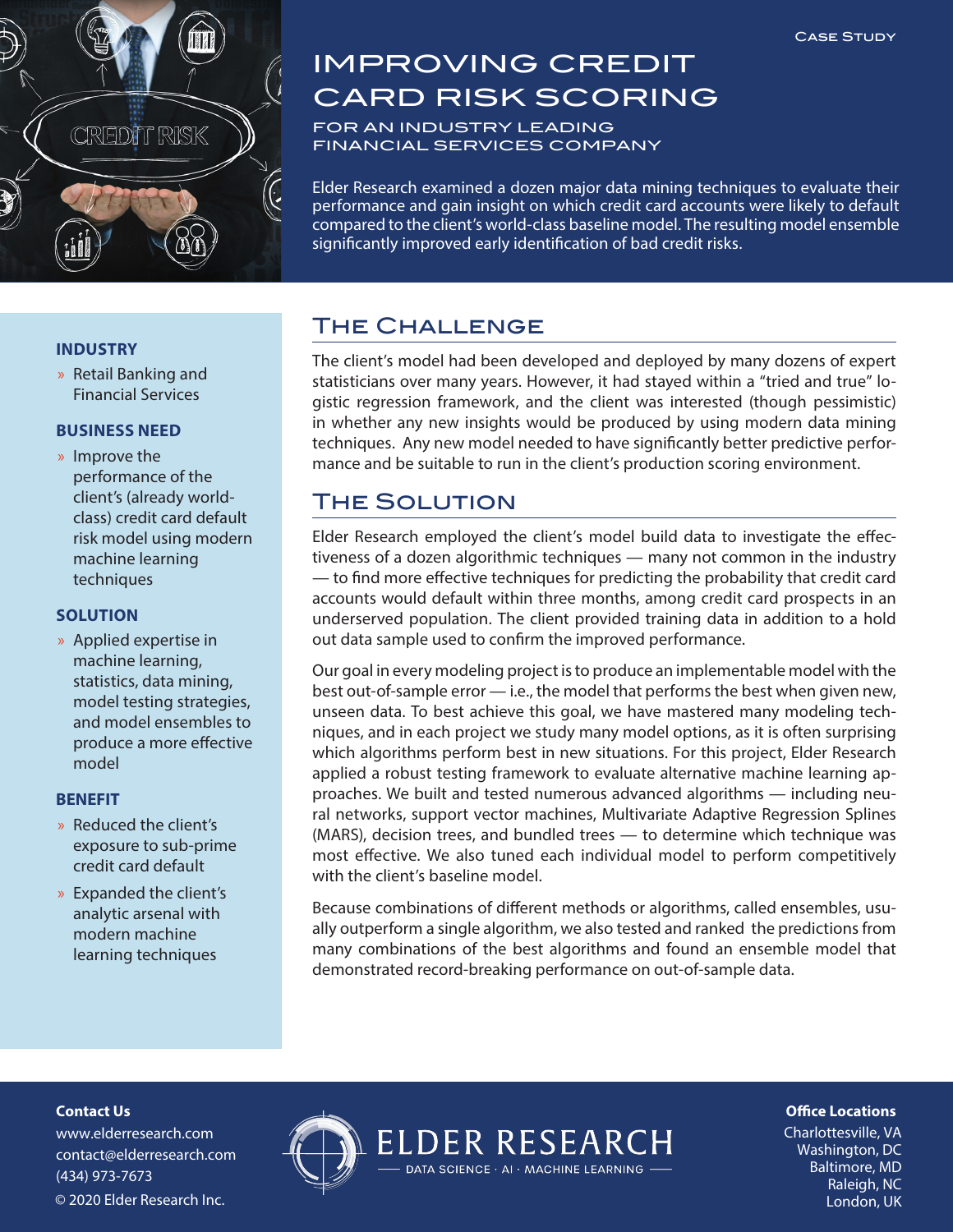Case Study

# IMPROVING CREDIT CARD RISK SCORING

## FOR AN INDUSTRY LEADING FINANCIAL SERVICES COMPANY

Elder Research examined a dozen major data mining techniques to evaluate their performance and gain insight on which credit card accounts were likely to default compared to the client's world-class baseline model. The resulting model ensemble significantly improved early identification of bad credit risks.

### INDUSTRY

- Retail Banking and Financial Services

### BUSINESS NEED

- Improve the performance of the client's (already world-class) credit card default risk model using modern machine learning techniques

### SOLUTION

- Applied expertise in machine learning, statistics, data mining, model testing strategies, and model ensembles to produce a more effective model

### BENEFIT

- Reduced the client's exposure to sub-prime credit card default
- Expanded the client's analytic arsenal with modern machine learning techniques

## The Challenge

The client's model had been developed and deployed by many dozens of expert statisticians over many years. However, it had stayed within a "tried and true" logistic regression framework, and the client was interested (though pessimistic) in whether any new insights would be produced by using modern data mining techniques. Any new model needed to have significantly better predictive performance and be suitable to run in the client's production scoring environment.

## The Solution

Elder Research employed the client's model build data to investigate the effectiveness of a dozen algorithmic techniques — many not common in the industry — to find more effective techniques for predicting the probability that credit card accounts would default within three months, among credit card prospects in an underserved population. The client provided training data in addition to a hold out data sample used to confirm the improved performance.

Our goal in every modeling project is to produce an implementable model with the best out-of-sample error — i.e., the model that performs the best when given new, unseen data. To best achieve this goal, we have mastered many modeling techniques, and in each project we study many model options, as it is often surprising which algorithms perform best in new situations. For this project, Elder Research applied a robust testing framework to evaluate alternative machine learning approaches. We built and tested numerous advanced algorithms — including neural networks, support vector machines, Multivariate Adaptive Regression Splines (MARS), decision trees, and bundled trees — to determine which technique was most effective. We also tuned each individual model to perform competitively with the client's baseline model.

Because combinations of different methods or algorithms, called ensembles, usually outperform a single algorithm, we also tested and ranked the predictions from many combinations of the best algorithms and found an ensemble model that demonstrated record-breaking performance on out-of-sample data.

**Contact Us**
www.elderresearch.com
contact@elderresearch.com
(434) 973-7673
© 2020 Elder Research Inc.

ELDER RESEARCH
DATA SCIENCE · AI · MACHINE LEARNING

**Office Locations**
Charlottesville, VA
Washington, DC
Baltimore, MD
Raleigh, NC
London, UK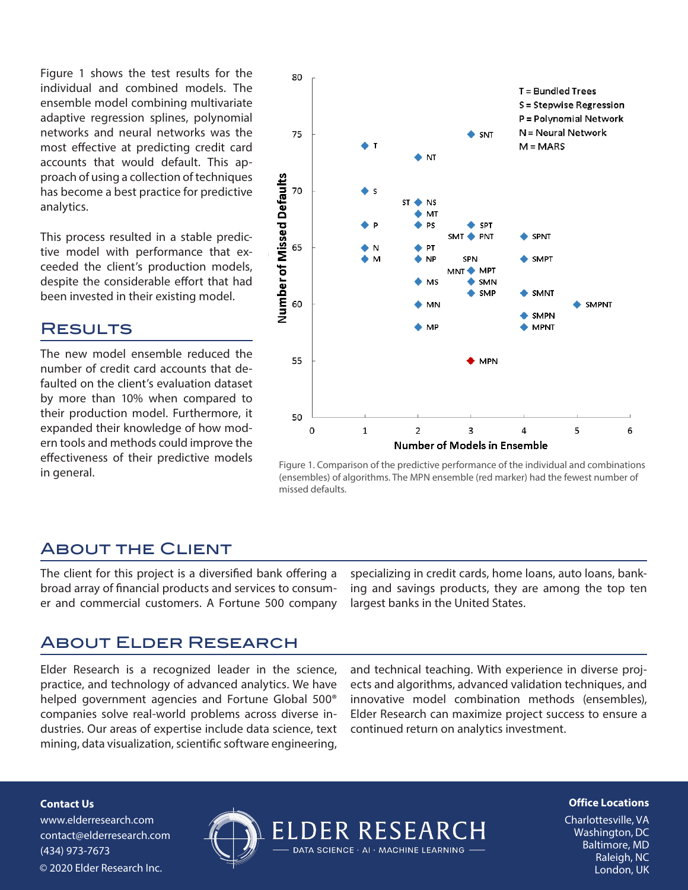Figure 1 shows the test results for the individual and combined models. The ensemble model combining multivariate adaptive regression splines, polynomial networks and neural networks was the most effective at predicting credit card accounts that would default. This approach of using a collection of techniques has become a best practice for predictive analytics.

This process resulted in a stable predictive model with performance that exceeded the client's production models, despite the considerable effort that had been invested in their existing model.

## Results

The new model ensemble reduced the number of credit card accounts that defaulted on the client's evaluation dataset by more than 10% when compared to their production model. Furthermore, it expanded their knowledge of how modern tools and methods could improve the effectiveness of their predictive models in general.

T = Bundled Trees
S = Stepwise Regression
P = Polynomial Network
N = Neural Network
M = MARS

Number of Missed Defaults

Number of Models in Ensemble

80
75
70
65
60
55
50

0
1
2
3
4
5
6

T
S
P
N
M
NT
ST
NS
MT
PS
PT
NP
MS
MN
MP
SNT
SPT
SMT
PNT
SPN
MNT
MPT
SMN
SMP
MPN
SPNT
SMPT
SMNT
SMPN
MPNT
SMPNT

Figure 1. Comparison of the predictive performance of the individual and combinations (ensembles) of algorithms. The MPN ensemble (red marker) had the fewest number of missed defaults.

## About the Client

The client for this project is a diversified bank offering a broad array of financial products and services to consumer and commercial customers. A Fortune 500 company specializing in credit cards, home loans, auto loans, banking and savings products, they are among the top ten largest banks in the United States.

## About Elder Research

Elder Research is a recognized leader in the science, practice, and technology of advanced analytics. We have helped government agencies and Fortune Global 500® companies solve real-world problems across diverse industries. Our areas of expertise include data science, text mining, data visualization, scientific software engineering, and technical teaching. With experience in diverse projects and algorithms, advanced validation techniques, and innovative model combination methods (ensembles), Elder Research can maximize project success to ensure a continued return on analytics investment.

**Contact Us**

www.elderresearch.com
contact@elderresearch.com
(434) 973-7673
© 2020 Elder Research Inc.

ELDER RESEARCH
DATA SCIENCE · AI · MACHINE LEARNING

**Office Locations**

Charlottesville, VA
Washington, DC
Baltimore, MD
Raleigh, NC
London, UK